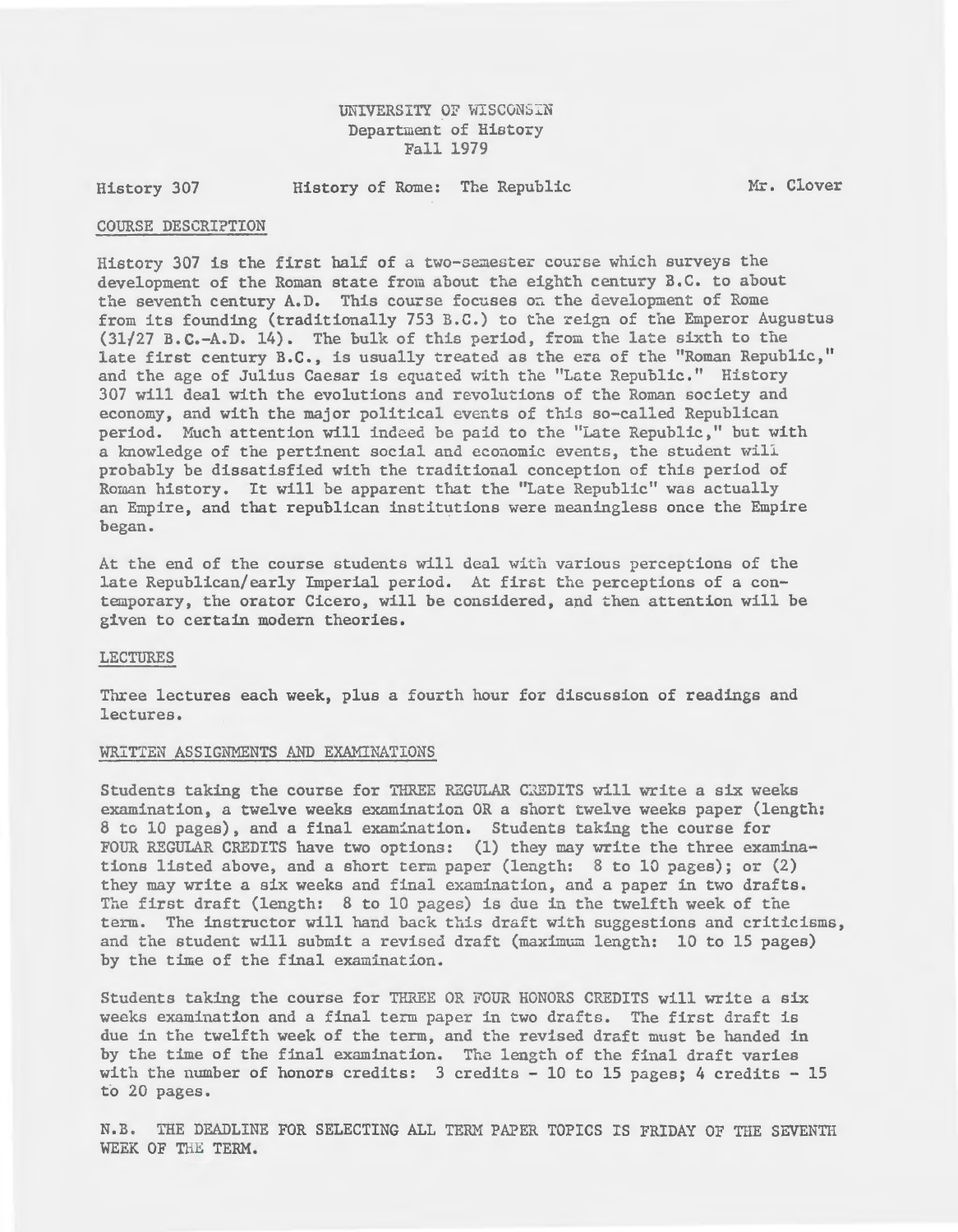UNIVERSITY OF WISCONSIN
Department of History
Fall 1979

History 307 History of Rome: The Republic Mr. Clover

## COURSE DESCRIPTION

History 307 is the first half of a two-semester course which surveys the development of the Roman state from about the eighth century B.C. to about the seventh century A.D. This course focuses on the development of Rome from its founding (traditionally 753 B.C.) to the reign of the Emperor Augustus (31/27 B.C.-A.D. 14). The bulk of this period, from the late sixth to the late first century B.C., is usually treated as the era of the "Roman Republic," and the age of Julius Caesar is equated with the "Late Republic." History 307 will deal with the evolutions and revolutions of the Roman society and economy, and with the major political events of this so-called Republican period. Much attention will indeed be paid to the "Late Republic," but with a knowledge of the pertinent social and economic events, the student will probably be dissatisfied with the traditional conception of this period of Roman history. It will be apparent that the "Late Republic" was actually an Empire, and that republican institutions were meaningless once the Empire began.

At the end of the course students will deal with various perceptions of the late Republican/early Imperial period. At first the perceptions of a contemporary, the orator Cicero, will be considered, and then attention will be given to certain modern theories.

## LECTURES

Three lectures each week, plus a fourth hour for discussion of readings and lectures.

## WRITTEN ASSIGNMENTS AND EXAMINATIONS

Students taking the course for THREE REGULAR CREDITS will write a six weeks examination, a twelve weeks examination OR a short twelve weeks paper (length: 8 to 10 pages), and a final examination. Students taking the course for FOUR REGULAR CREDITS have two options: (1) they may write the three examinations listed above, and a short term paper (length: 8 to 10 pages); or (2) they may write a six weeks and final examination, and a paper in two drafts. The first draft (length: 8 to 10 pages) is due in the twelfth week of the term. The instructor will hand back this draft with suggestions and criticisms, and the student will submit a revised draft (maximum length: 10 to 15 pages) by the time of the final examination.

Students taking the course for THREE OR FOUR HONORS CREDITS will write a six weeks examination and a final term paper in two drafts. The first draft is due in the twelfth week of the term, and the revised draft must be handed in by the time of the final examination. The length of the final draft varies with the number of honors credits: 3 credits - 10 to 15 pages; 4 credits - 15 to 20 pages.

N.B. THE DEADLINE FOR SELECTING ALL TERM PAPER TOPICS IS FRIDAY OF THE SEVENTH WEEK OF THE TERM.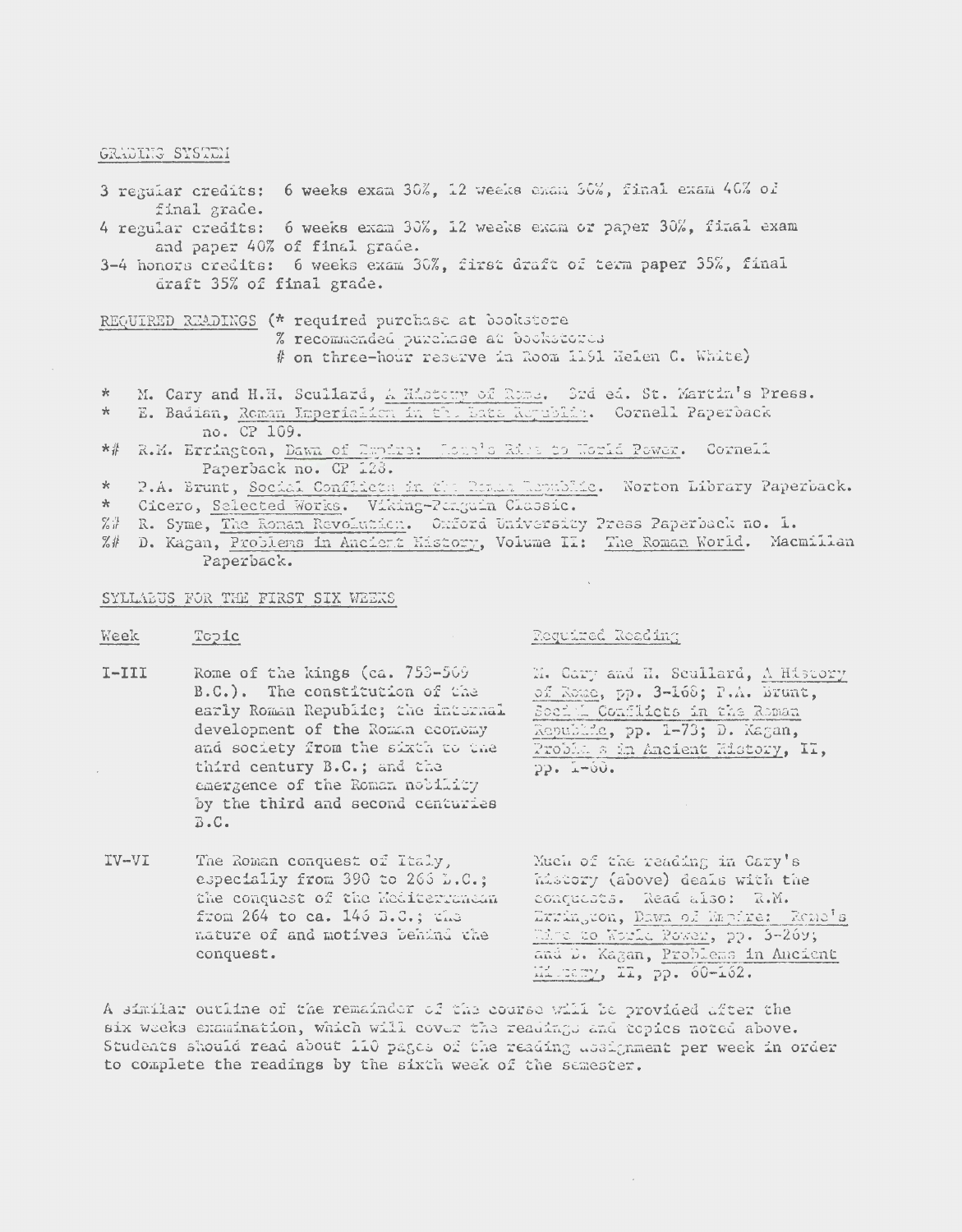GRADING SYSTEM

3 regular credits: 6 weeks exam 30%, 12 weeks exam 30%, final exam 40% of final grade.

4 regular credits: 6 weeks exam 30%, 12 weeks exam or paper 30%, final exam and paper 40% of final grade.

3-4 honors credits: 6 weeks exam 30%, first draft of term paper 35%, final draft 35% of final grade.

REQUIRED READINGS (* required purchase at bookstore
% recommended purchase at bookstores
# on three-hour reserve in Room 1191 Helen C. White)

* M. Cary and H.H. Scullard, A History of Rome. 3rd ed. St. Martin's Press.
* E. Badian, Roman Imperialism in the Late Republic. Cornell Paperback no. CP 109.
*# R.M. Errington, Dawn of Empire: Rome's Rise to World Power. Cornell Paperback no. CP 128.
* P.A. Brunt, Social Conflicts in the Roman Republic. Norton Library Paperback.
* Cicero, Selected Works. Viking-Penguin Classic.
%# R. Syme, The Roman Revolution. Oxford University Press Paperback no. 1.
%# D. Kagan, Problems in Ancient History, Volume II: The Roman World. Macmillan Paperback.

SYLLABUS FOR THE FIRST SIX WEEKS

| Week | Topic | Required Reading |
|---|---|---|
| I-III | Rome of the kings (ca. 753-509 B.C.). The constitution of the early Roman Republic; the internal development of the Roman economy and society from the sixth to the third century B.C.; and the emergence of the Roman nobility by the third and second centuries B.C. | M. Cary and H. Scullard, A History of Rome, pp. 3-168; P.A. Brunt, Social Conflicts in the Roman Republic, pp. 1-73; D. Kagan, Problems in Ancient History, II, pp. 1-60. |
| IV-VI | The Roman conquest of Italy, especially from 390 to 266 B.C.; the conquest of the Mediterranean from 264 to ca. 146 B.C.; the nature of and motives behind the conquest. | Much of the reading in Cary's History (above) deals with the conquests. Read also: R.M. Errington, Dawn of Empire: Rome's Rise to World Power, pp. 3-269; and D. Kagan, Problems in Ancient History, II, pp. 60-162. |

A similar outline of the remainder of the course will be provided after the six weeks examination, which will cover the readings and topics noted above. Students should read about 110 pages of the reading assignment per week in order to complete the readings by the sixth week of the semester.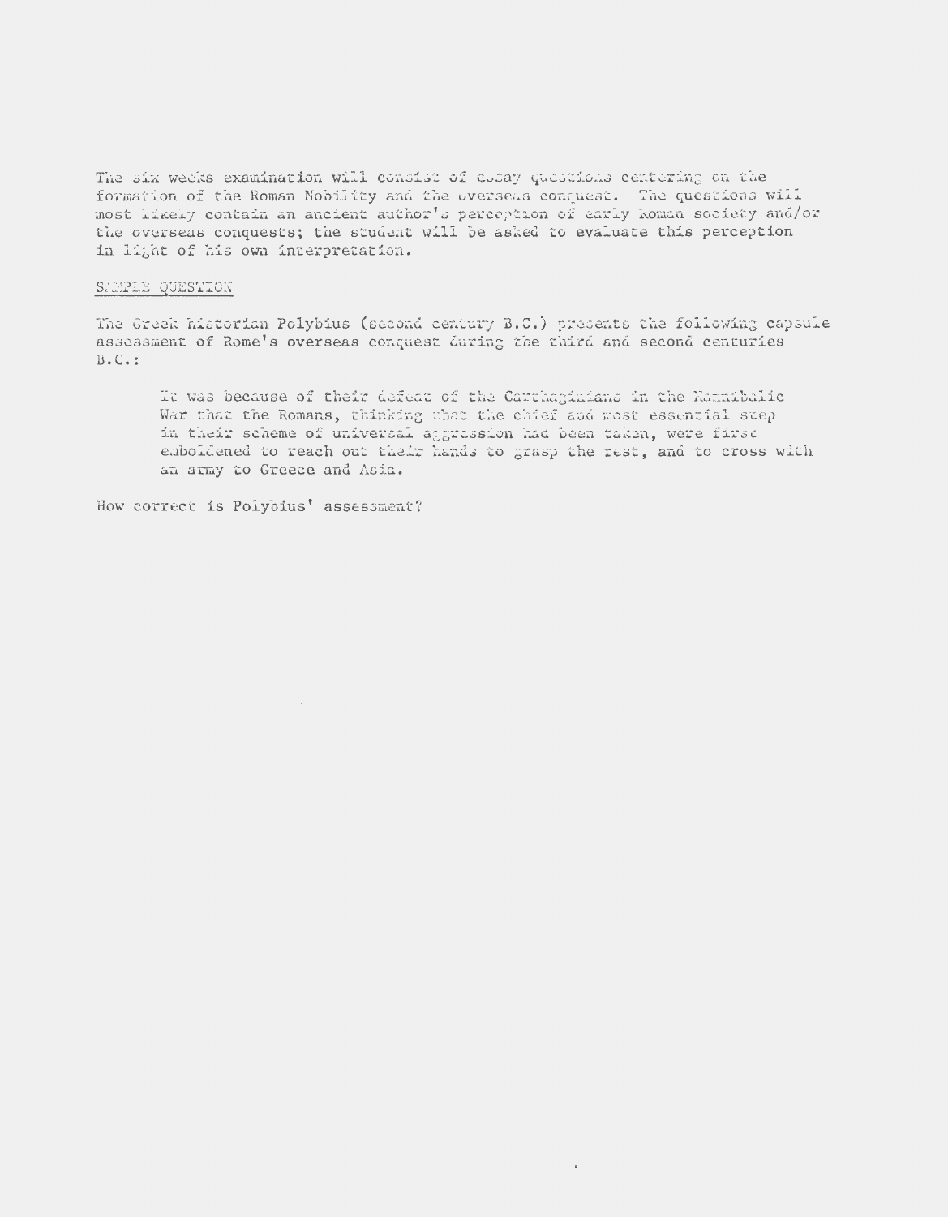The six weeks examination will consist of essay questions centering on the formation of the Roman Nobility and the overseas conquest. The questions will most likely contain an ancient author's perception of early Roman society and/or the overseas conquests; the student will be asked to evaluate this perception in light of his own interpretation.

SAMPLE QUESTION

The Greek historian Polybius (second century B.C.) presents the following capsule assessment of Rome's overseas conquest during the third and second centuries B.C.:

> It was because of their defeat of the Carthaginians in the Hannibalic War that the Romans, thinking that the chief and most essential step in their scheme of universal aggression had been taken, were first emboldened to reach out their hands to grasp the rest, and to cross with an army to Greece and Asia.

How correct is Polybius' assessment?